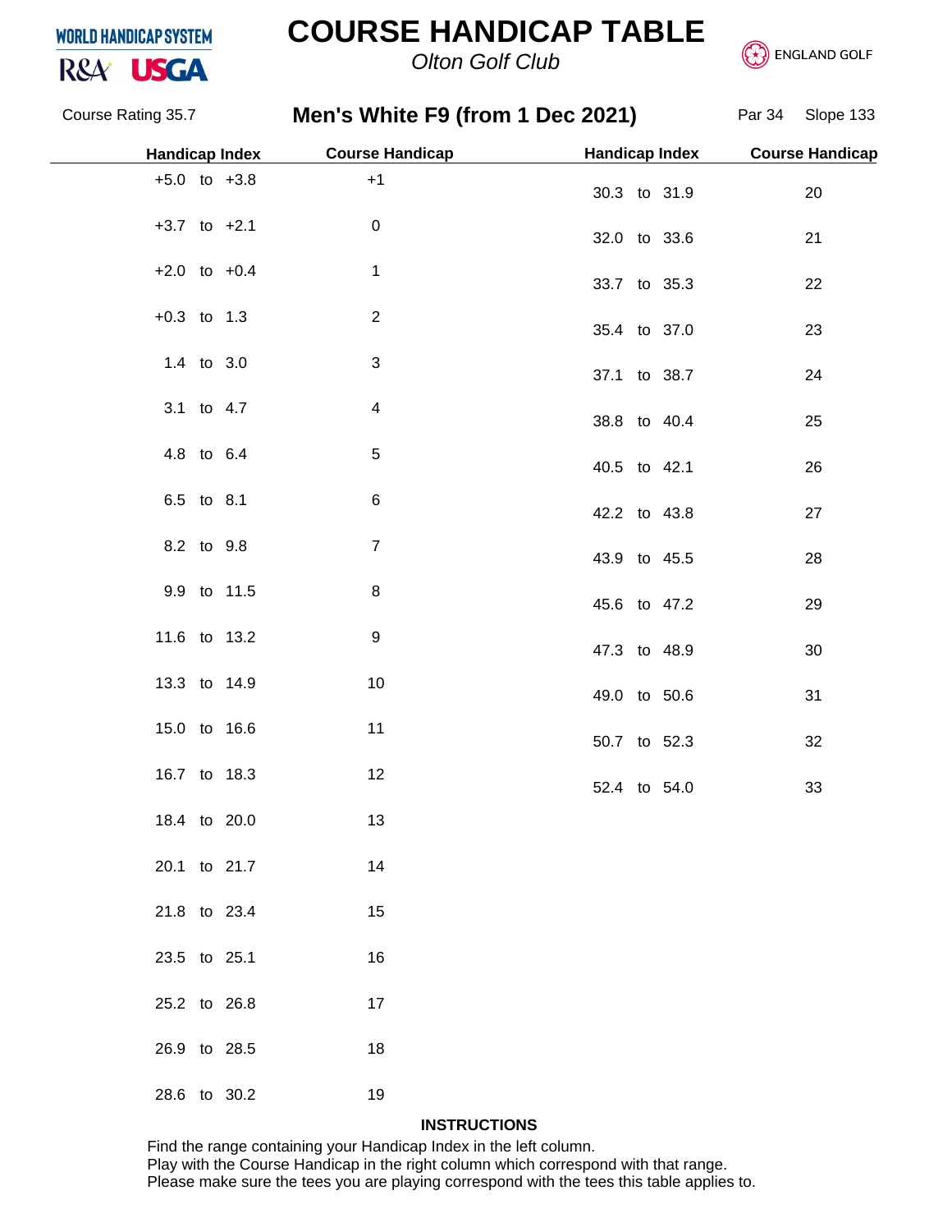# COURSE HANDICAP TABLE

*Olton Golf Club*

WORLD HANDICAP SYSTEM R&A USGA | ENGLAND GOLF

Course Rating 35.7

## Men's White F9 (from 1 Dec 2021)

Par 34 Slope 133

| Handicap Index | Course Handicap | Handicap Index | Course Handicap |
|---|---|---|---|
| +5.0 to +3.8 | +1 | 30.3 to 31.9 | 20 |
| +3.7 to +2.1 | 0 | 32.0 to 33.6 | 21 |
| +2.0 to +0.4 | 1 | 33.7 to 35.3 | 22 |
| +0.3 to 1.3 | 2 | 35.4 to 37.0 | 23 |
| 1.4 to 3.0 | 3 | 37.1 to 38.7 | 24 |
| 3.1 to 4.7 | 4 | 38.8 to 40.4 | 25 |
| 4.8 to 6.4 | 5 | 40.5 to 42.1 | 26 |
| 6.5 to 8.1 | 6 | 42.2 to 43.8 | 27 |
| 8.2 to 9.8 | 7 | 43.9 to 45.5 | 28 |
| 9.9 to 11.5 | 8 | 45.6 to 47.2 | 29 |
| 11.6 to 13.2 | 9 | 47.3 to 48.9 | 30 |
| 13.3 to 14.9 | 10 | 49.0 to 50.6 | 31 |
| 15.0 to 16.6 | 11 | 50.7 to 52.3 | 32 |
| 16.7 to 18.3 | 12 | 52.4 to 54.0 | 33 |
| 18.4 to 20.0 | 13 | | |
| 20.1 to 21.7 | 14 | | |
| 21.8 to 23.4 | 15 | | |
| 23.5 to 25.1 | 16 | | |
| 25.2 to 26.8 | 17 | | |
| 26.9 to 28.5 | 18 | | |
| 28.6 to 30.2 | 19 | | |

**INSTRUCTIONS**

Find the range containing your Handicap Index in the left column.
Play with the Course Handicap in the right column which correspond with that range.
Please make sure the tees you are playing correspond with the tees this table applies to.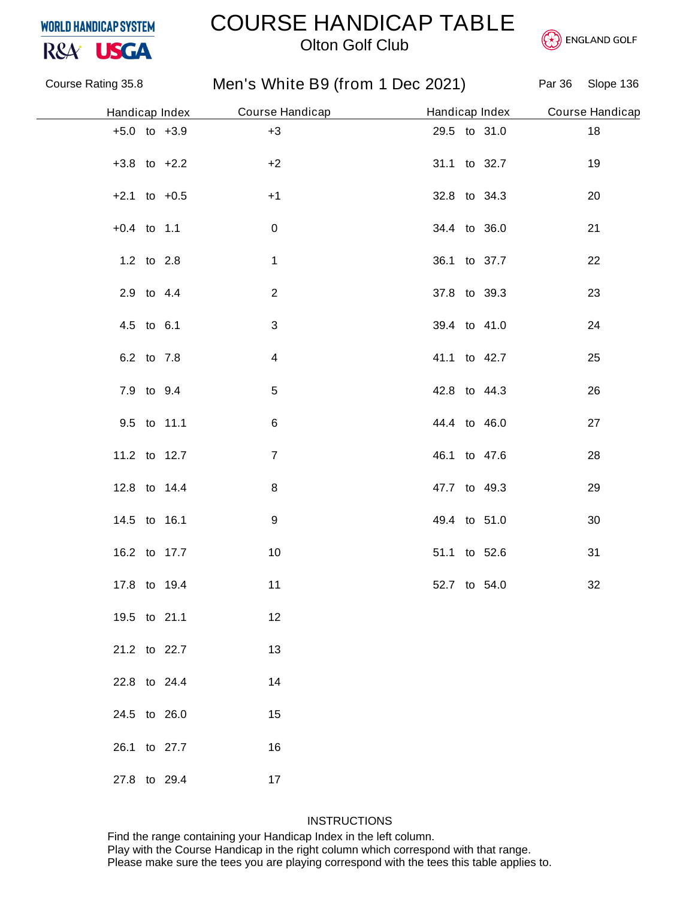WORLD HANDICAP SYSTEM

R&A USGA

# COURSE HANDICAP TABLE

## Olton Golf Club

ENGLAND GOLF

Course Rating 35.8

### Men's White B9 (from 1 Dec 2021)

Par 36 Slope 136

| Handicap Index | Course Handicap | Handicap Index | Course Handicap |
|---|---|---|---|
| +5.0 to +3.9 | +3 | 29.5 to 31.0 | 18 |
| +3.8 to +2.2 | +2 | 31.1 to 32.7 | 19 |
| +2.1 to +0.5 | +1 | 32.8 to 34.3 | 20 |
| +0.4 to 1.1 | 0 | 34.4 to 36.0 | 21 |
| 1.2 to 2.8 | 1 | 36.1 to 37.7 | 22 |
| 2.9 to 4.4 | 2 | 37.8 to 39.3 | 23 |
| 4.5 to 6.1 | 3 | 39.4 to 41.0 | 24 |
| 6.2 to 7.8 | 4 | 41.1 to 42.7 | 25 |
| 7.9 to 9.4 | 5 | 42.8 to 44.3 | 26 |
| 9.5 to 11.1 | 6 | 44.4 to 46.0 | 27 |
| 11.2 to 12.7 | 7 | 46.1 to 47.6 | 28 |
| 12.8 to 14.4 | 8 | 47.7 to 49.3 | 29 |
| 14.5 to 16.1 | 9 | 49.4 to 51.0 | 30 |
| 16.2 to 17.7 | 10 | 51.1 to 52.6 | 31 |
| 17.8 to 19.4 | 11 | 52.7 to 54.0 | 32 |
| 19.5 to 21.1 | 12 | | |
| 21.2 to 22.7 | 13 | | |
| 22.8 to 24.4 | 14 | | |
| 24.5 to 26.0 | 15 | | |
| 26.1 to 27.7 | 16 | | |
| 27.8 to 29.4 | 17 | | |

INSTRUCTIONS

Find the range containing your Handicap Index in the left column.
Play with the Course Handicap in the right column which correspond with that range.
Please make sure the tees you are playing correspond with the tees this table applies to.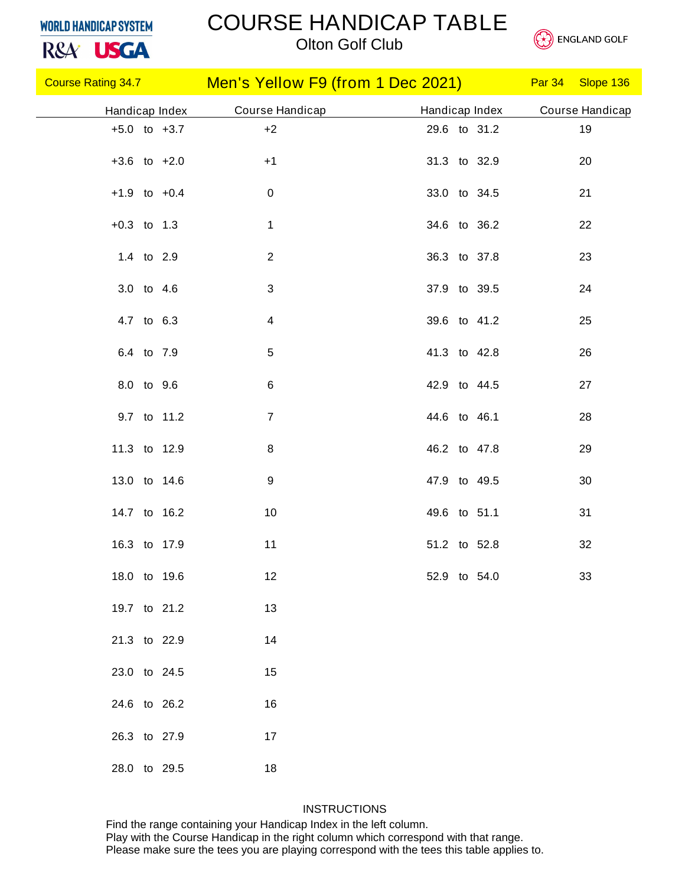WORLD HANDICAP SYSTEM

R&A USGA

# COURSE HANDICAP TABLE

## Olton Golf Club

ENGLAND GOLF

| Course Rating 34.7 | Men's Yellow F9 (from 1 Dec 2021) | Par 34 | Slope 136 |
|---|---|---|---|

| Handicap Index | Course Handicap | Handicap Index | Course Handicap |
|---|---|---|---|
| +5.0 to +3.7 | +2 | 29.6 to 31.2 | 19 |
| +3.6 to +2.0 | +1 | 31.3 to 32.9 | 20 |
| +1.9 to +0.4 | 0 | 33.0 to 34.5 | 21 |
| +0.3 to 1.3 | 1 | 34.6 to 36.2 | 22 |
| 1.4 to 2.9 | 2 | 36.3 to 37.8 | 23 |
| 3.0 to 4.6 | 3 | 37.9 to 39.5 | 24 |
| 4.7 to 6.3 | 4 | 39.6 to 41.2 | 25 |
| 6.4 to 7.9 | 5 | 41.3 to 42.8 | 26 |
| 8.0 to 9.6 | 6 | 42.9 to 44.5 | 27 |
| 9.7 to 11.2 | 7 | 44.6 to 46.1 | 28 |
| 11.3 to 12.9 | 8 | 46.2 to 47.8 | 29 |
| 13.0 to 14.6 | 9 | 47.9 to 49.5 | 30 |
| 14.7 to 16.2 | 10 | 49.6 to 51.1 | 31 |
| 16.3 to 17.9 | 11 | 51.2 to 52.8 | 32 |
| 18.0 to 19.6 | 12 | 52.9 to 54.0 | 33 |
| 19.7 to 21.2 | 13 | | |
| 21.3 to 22.9 | 14 | | |
| 23.0 to 24.5 | 15 | | |
| 24.6 to 26.2 | 16 | | |
| 26.3 to 27.9 | 17 | | |
| 28.0 to 29.5 | 18 | | |

INSTRUCTIONS

Find the range containing your Handicap Index in the left column.
Play with the Course Handicap in the right column which correspond with that range.
Please make sure the tees you are playing correspond with the tees this table applies to.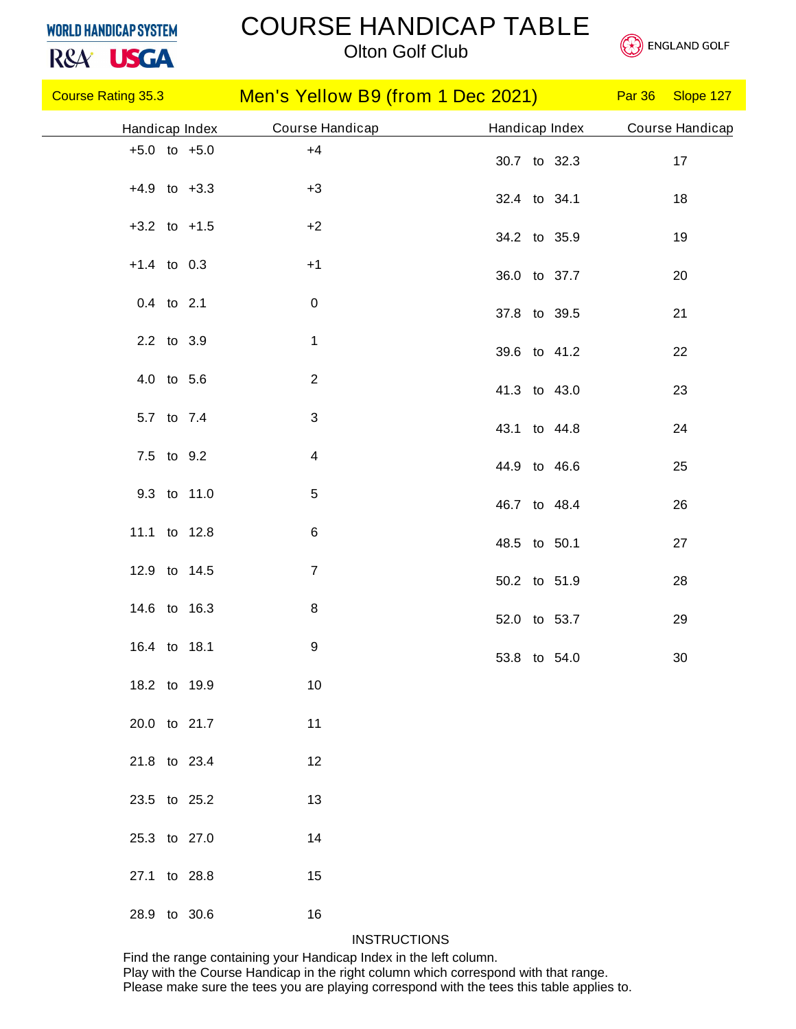WORLD HANDICAP SYSTEM

R&A USGA

# COURSE HANDICAP TABLE

## Olton Golf Club

ENGLAND GOLF

| Course Rating 35.3 | Men's Yellow B9 (from 1 Dec 2021) | Par 36 | Slope 127 |
|---|---|---|---|

| Handicap Index | Course Handicap | Handicap Index | Course Handicap |
|---|---|---|---|
| +5.0 to +5.0 | +4 | 30.7 to 32.3 | 17 |
| +4.9 to +3.3 | +3 | 32.4 to 34.1 | 18 |
| +3.2 to +1.5 | +2 | 34.2 to 35.9 | 19 |
| +1.4 to 0.3 | +1 | 36.0 to 37.7 | 20 |
| 0.4 to 2.1 | 0 | 37.8 to 39.5 | 21 |
| 2.2 to 3.9 | 1 | 39.6 to 41.2 | 22 |
| 4.0 to 5.6 | 2 | 41.3 to 43.0 | 23 |
| 5.7 to 7.4 | 3 | 43.1 to 44.8 | 24 |
| 7.5 to 9.2 | 4 | 44.9 to 46.6 | 25 |
| 9.3 to 11.0 | 5 | 46.7 to 48.4 | 26 |
| 11.1 to 12.8 | 6 | 48.5 to 50.1 | 27 |
| 12.9 to 14.5 | 7 | 50.2 to 51.9 | 28 |
| 14.6 to 16.3 | 8 | 52.0 to 53.7 | 29 |
| 16.4 to 18.1 | 9 | 53.8 to 54.0 | 30 |
| 18.2 to 19.9 | 10 | | |
| 20.0 to 21.7 | 11 | | |
| 21.8 to 23.4 | 12 | | |
| 23.5 to 25.2 | 13 | | |
| 25.3 to 27.0 | 14 | | |
| 27.1 to 28.8 | 15 | | |
| 28.9 to 30.6 | 16 | | |

INSTRUCTIONS

Find the range containing your Handicap Index in the left column.
Play with the Course Handicap in the right column which correspond with that range.
Please make sure the tees you are playing correspond with the tees this table applies to.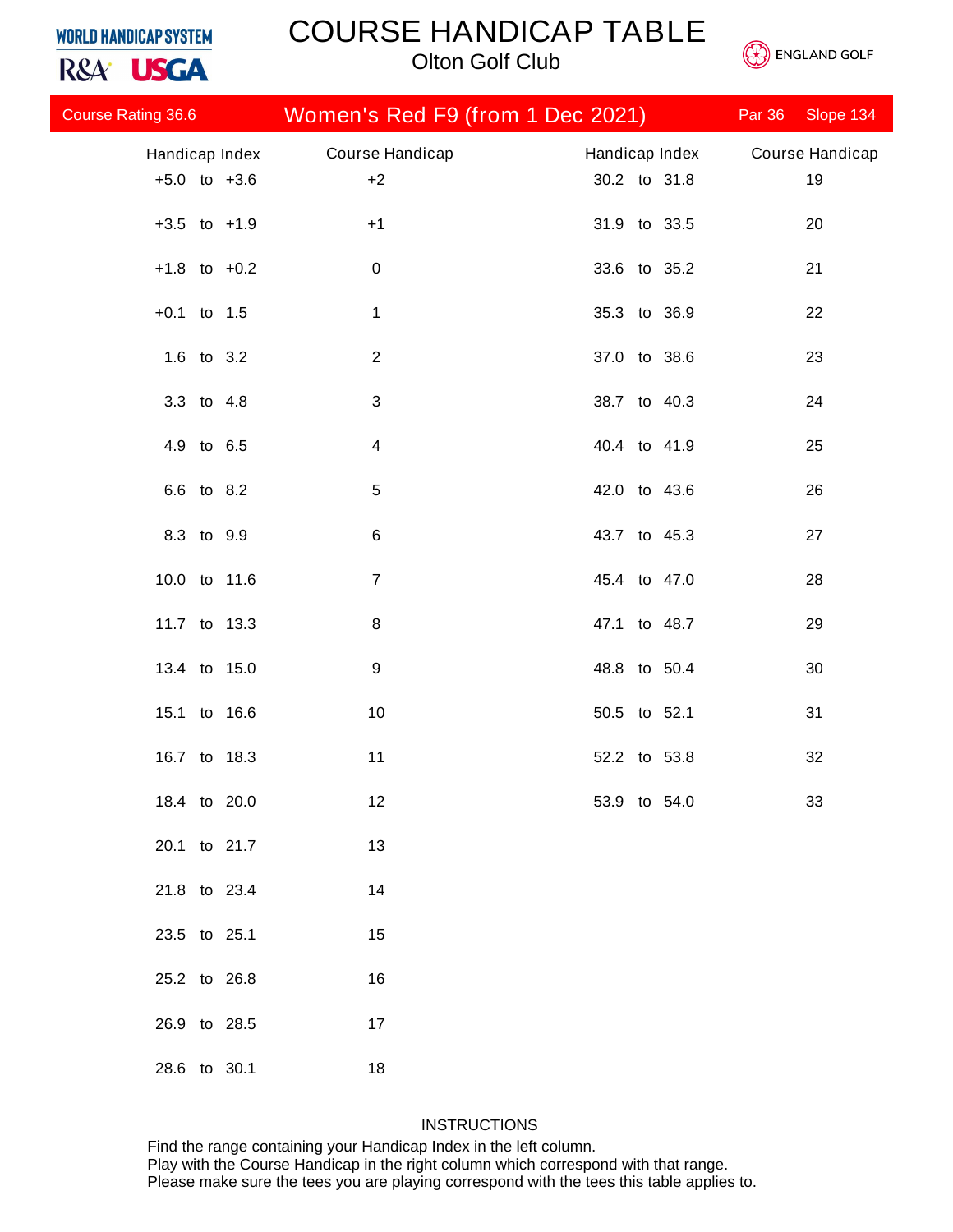WORLD HANDICAP SYSTEM

R&A USGA

# COURSE HANDICAP TABLE

## Olton Golf Club

ENGLAND GOLF

Course Rating 36.6 | **Women's Red F9 (from 1 Dec 2021)** | Par 36 | Slope 134

| Handicap Index | Course Handicap | Handicap Index | Course Handicap |
|---|---|---|---|
| +5.0 to +3.6 | +2 | 30.2 to 31.8 | 19 |
| +3.5 to +1.9 | +1 | 31.9 to 33.5 | 20 |
| +1.8 to +0.2 | 0 | 33.6 to 35.2 | 21 |
| +0.1 to 1.5 | 1 | 35.3 to 36.9 | 22 |
| 1.6 to 3.2 | 2 | 37.0 to 38.6 | 23 |
| 3.3 to 4.8 | 3 | 38.7 to 40.3 | 24 |
| 4.9 to 6.5 | 4 | 40.4 to 41.9 | 25 |
| 6.6 to 8.2 | 5 | 42.0 to 43.6 | 26 |
| 8.3 to 9.9 | 6 | 43.7 to 45.3 | 27 |
| 10.0 to 11.6 | 7 | 45.4 to 47.0 | 28 |
| 11.7 to 13.3 | 8 | 47.1 to 48.7 | 29 |
| 13.4 to 15.0 | 9 | 48.8 to 50.4 | 30 |
| 15.1 to 16.6 | 10 | 50.5 to 52.1 | 31 |
| 16.7 to 18.3 | 11 | 52.2 to 53.8 | 32 |
| 18.4 to 20.0 | 12 | 53.9 to 54.0 | 33 |
| 20.1 to 21.7 | 13 | | |
| 21.8 to 23.4 | 14 | | |
| 23.5 to 25.1 | 15 | | |
| 25.2 to 26.8 | 16 | | |
| 26.9 to 28.5 | 17 | | |
| 28.6 to 30.1 | 18 | | |

INSTRUCTIONS

Find the range containing your Handicap Index in the left column.
Play with the Course Handicap in the right column which correspond with that range.
Please make sure the tees you are playing correspond with the tees this table applies to.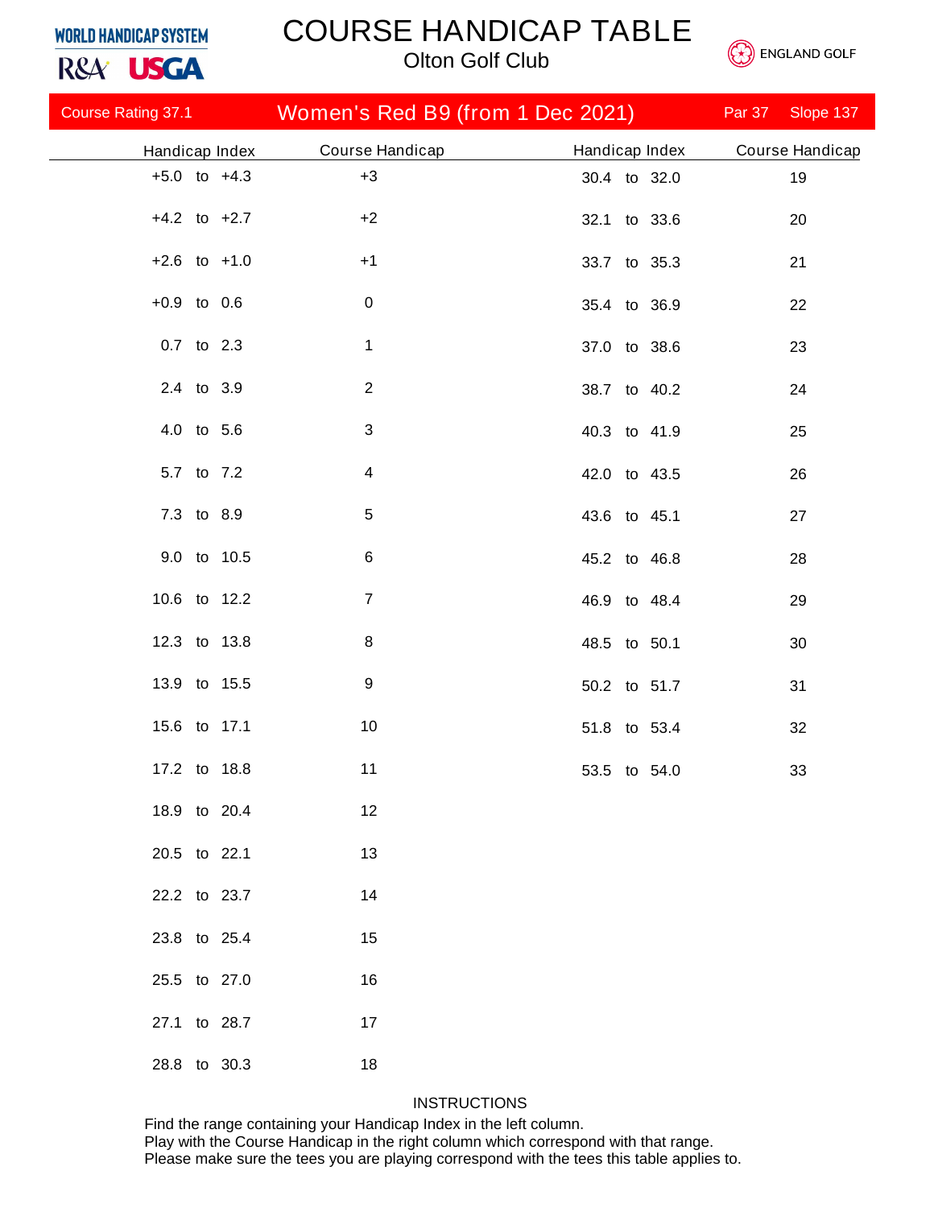WORLD HANDICAP SYSTEM

R&A USGA

# COURSE HANDICAP TABLE

## Olton Golf Club

ENGLAND GOLF

| Course Rating 37.1 | Women's Red B9 (from 1 Dec 2021) | Par 37 | Slope 137 |
|---|---|---|---|

| Handicap Index | Course Handicap | Handicap Index | Course Handicap |
|---|---|---|---|
| +5.0 to +4.3 | +3 | 30.4 to 32.0 | 19 |
| +4.2 to +2.7 | +2 | 32.1 to 33.6 | 20 |
| +2.6 to +1.0 | +1 | 33.7 to 35.3 | 21 |
| +0.9 to 0.6 | 0 | 35.4 to 36.9 | 22 |
| 0.7 to 2.3 | 1 | 37.0 to 38.6 | 23 |
| 2.4 to 3.9 | 2 | 38.7 to 40.2 | 24 |
| 4.0 to 5.6 | 3 | 40.3 to 41.9 | 25 |
| 5.7 to 7.2 | 4 | 42.0 to 43.5 | 26 |
| 7.3 to 8.9 | 5 | 43.6 to 45.1 | 27 |
| 9.0 to 10.5 | 6 | 45.2 to 46.8 | 28 |
| 10.6 to 12.2 | 7 | 46.9 to 48.4 | 29 |
| 12.3 to 13.8 | 8 | 48.5 to 50.1 | 30 |
| 13.9 to 15.5 | 9 | 50.2 to 51.7 | 31 |
| 15.6 to 17.1 | 10 | 51.8 to 53.4 | 32 |
| 17.2 to 18.8 | 11 | 53.5 to 54.0 | 33 |
| 18.9 to 20.4 | 12 | | |
| 20.5 to 22.1 | 13 | | |
| 22.2 to 23.7 | 14 | | |
| 23.8 to 25.4 | 15 | | |
| 25.5 to 27.0 | 16 | | |
| 27.1 to 28.7 | 17 | | |
| 28.8 to 30.3 | 18 | | |

INSTRUCTIONS

Find the range containing your Handicap Index in the left column.
Play with the Course Handicap in the right column which correspond with that range.
Please make sure the tees you are playing correspond with the tees this table applies to.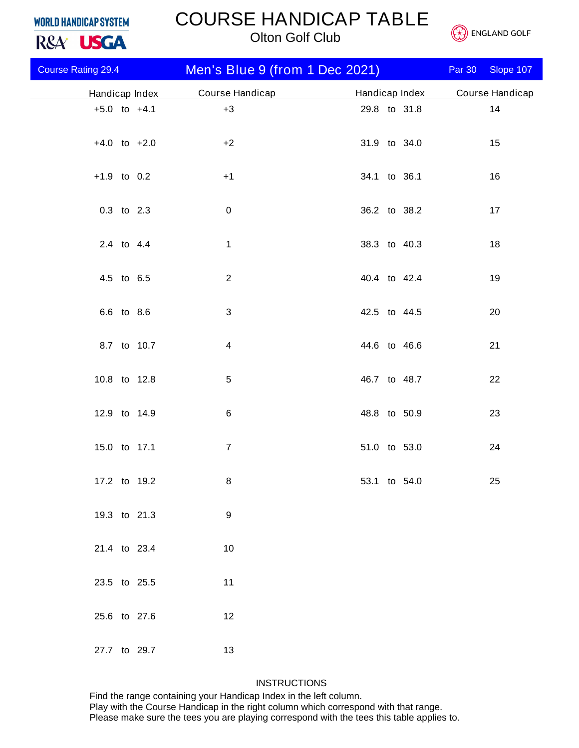WORLD HANDICAP SYSTEM

R&A USGA

# COURSE HANDICAP TABLE

## Olton Golf Club

ENGLAND GOLF

| Course Rating 29.4 | Men's Blue 9 (from 1 Dec 2021) | Par 30 | Slope 107 |
|---|---|---|---|

| Handicap Index | Course Handicap | Handicap Index | Course Handicap |
|---|---|---|---|
| +5.0 to +4.1 | +3 | 29.8 to 31.8 | 14 |
| +4.0 to +2.0 | +2 | 31.9 to 34.0 | 15 |
| +1.9 to 0.2 | +1 | 34.1 to 36.1 | 16 |
| 0.3 to 2.3 | 0 | 36.2 to 38.2 | 17 |
| 2.4 to 4.4 | 1 | 38.3 to 40.3 | 18 |
| 4.5 to 6.5 | 2 | 40.4 to 42.4 | 19 |
| 6.6 to 8.6 | 3 | 42.5 to 44.5 | 20 |
| 8.7 to 10.7 | 4 | 44.6 to 46.6 | 21 |
| 10.8 to 12.8 | 5 | 46.7 to 48.7 | 22 |
| 12.9 to 14.9 | 6 | 48.8 to 50.9 | 23 |
| 15.0 to 17.1 | 7 | 51.0 to 53.0 | 24 |
| 17.2 to 19.2 | 8 | 53.1 to 54.0 | 25 |
| 19.3 to 21.3 | 9 | | |
| 21.4 to 23.4 | 10 | | |
| 23.5 to 25.5 | 11 | | |
| 25.6 to 27.6 | 12 | | |
| 27.7 to 29.7 | 13 | | |

INSTRUCTIONS

Find the range containing your Handicap Index in the left column.
Play with the Course Handicap in the right column which correspond with that range.
Please make sure the tees you are playing correspond with the tees this table applies to.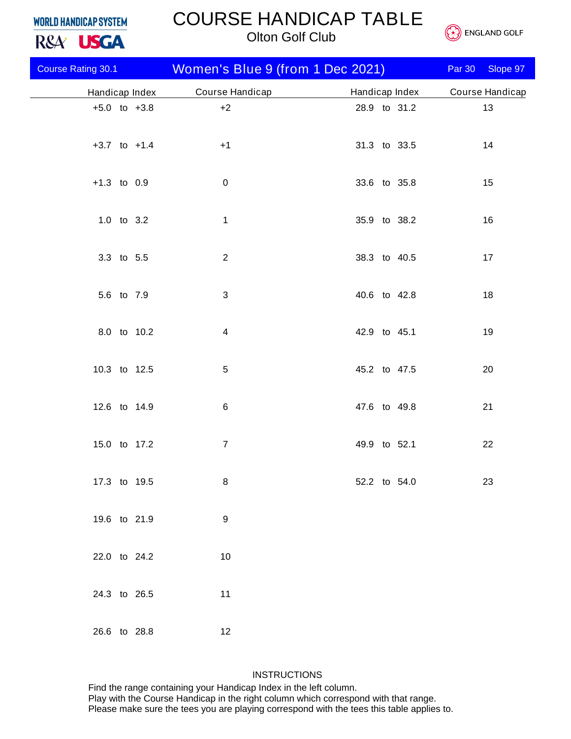WORLD HANDICAP SYSTEM
R&A USGA

# COURSE HANDICAP TABLE

## Olton Golf Club

ENGLAND GOLF

| Course Rating 30.1 | Women's Blue 9 (from 1 Dec 2021) | Par 30 | Slope 97 |
|---|---|---|---|

| Handicap Index | Course Handicap | Handicap Index | Course Handicap |
|---|---|---|---|
| +5.0 to +3.8 | +2 | 28.9 to 31.2 | 13 |
| +3.7 to +1.4 | +1 | 31.3 to 33.5 | 14 |
| +1.3 to 0.9 | 0 | 33.6 to 35.8 | 15 |
| 1.0 to 3.2 | 1 | 35.9 to 38.2 | 16 |
| 3.3 to 5.5 | 2 | 38.3 to 40.5 | 17 |
| 5.6 to 7.9 | 3 | 40.6 to 42.8 | 18 |
| 8.0 to 10.2 | 4 | 42.9 to 45.1 | 19 |
| 10.3 to 12.5 | 5 | 45.2 to 47.5 | 20 |
| 12.6 to 14.9 | 6 | 47.6 to 49.8 | 21 |
| 15.0 to 17.2 | 7 | 49.9 to 52.1 | 22 |
| 17.3 to 19.5 | 8 | 52.2 to 54.0 | 23 |
| 19.6 to 21.9 | 9 | | |
| 22.0 to 24.2 | 10 | | |
| 24.3 to 26.5 | 11 | | |
| 26.6 to 28.8 | 12 | | |

INSTRUCTIONS

Find the range containing your Handicap Index in the left column.
Play with the Course Handicap in the right column which correspond with that range.
Please make sure the tees you are playing correspond with the tees this table applies to.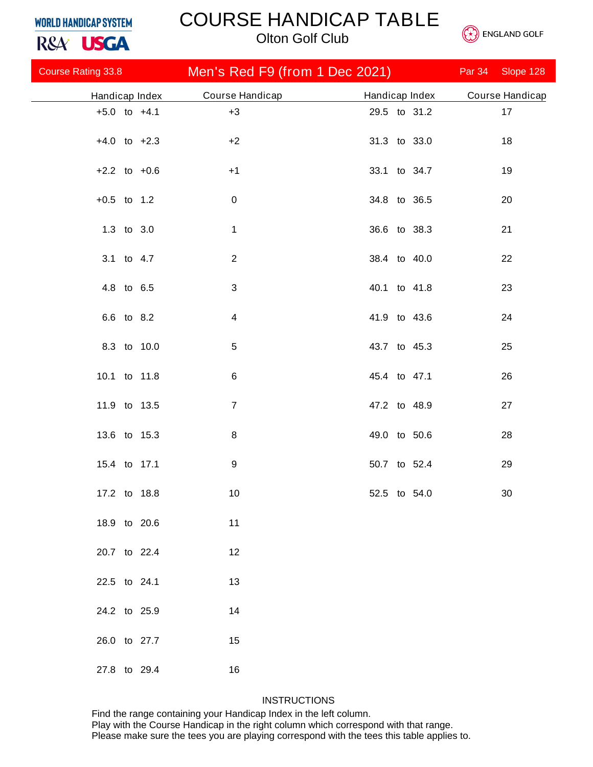WORLD HANDICAP SYSTEM R&A USGA

# COURSE HANDICAP TABLE

## Olton Golf Club

ENGLAND GOLF

Course Rating 33.8 | **Men's Red F9 (from 1 Dec 2021)** | Par 34 | Slope 128

| Handicap Index | Course Handicap | Handicap Index | Course Handicap |
|---|---|---|---|
| +5.0 to +4.1 | +3 | 29.5 to 31.2 | 17 |
| +4.0 to +2.3 | +2 | 31.3 to 33.0 | 18 |
| +2.2 to +0.6 | +1 | 33.1 to 34.7 | 19 |
| +0.5 to 1.2 | 0 | 34.8 to 36.5 | 20 |
| 1.3 to 3.0 | 1 | 36.6 to 38.3 | 21 |
| 3.1 to 4.7 | 2 | 38.4 to 40.0 | 22 |
| 4.8 to 6.5 | 3 | 40.1 to 41.8 | 23 |
| 6.6 to 8.2 | 4 | 41.9 to 43.6 | 24 |
| 8.3 to 10.0 | 5 | 43.7 to 45.3 | 25 |
| 10.1 to 11.8 | 6 | 45.4 to 47.1 | 26 |
| 11.9 to 13.5 | 7 | 47.2 to 48.9 | 27 |
| 13.6 to 15.3 | 8 | 49.0 to 50.6 | 28 |
| 15.4 to 17.1 | 9 | 50.7 to 52.4 | 29 |
| 17.2 to 18.8 | 10 | 52.5 to 54.0 | 30 |
| 18.9 to 20.6 | 11 | | |
| 20.7 to 22.4 | 12 | | |
| 22.5 to 24.1 | 13 | | |
| 24.2 to 25.9 | 14 | | |
| 26.0 to 27.7 | 15 | | |
| 27.8 to 29.4 | 16 | | |

INSTRUCTIONS

Find the range containing your Handicap Index in the left column.
Play with the Course Handicap in the right column which correspond with that range.
Please make sure the tees you are playing correspond with the tees this table applies to.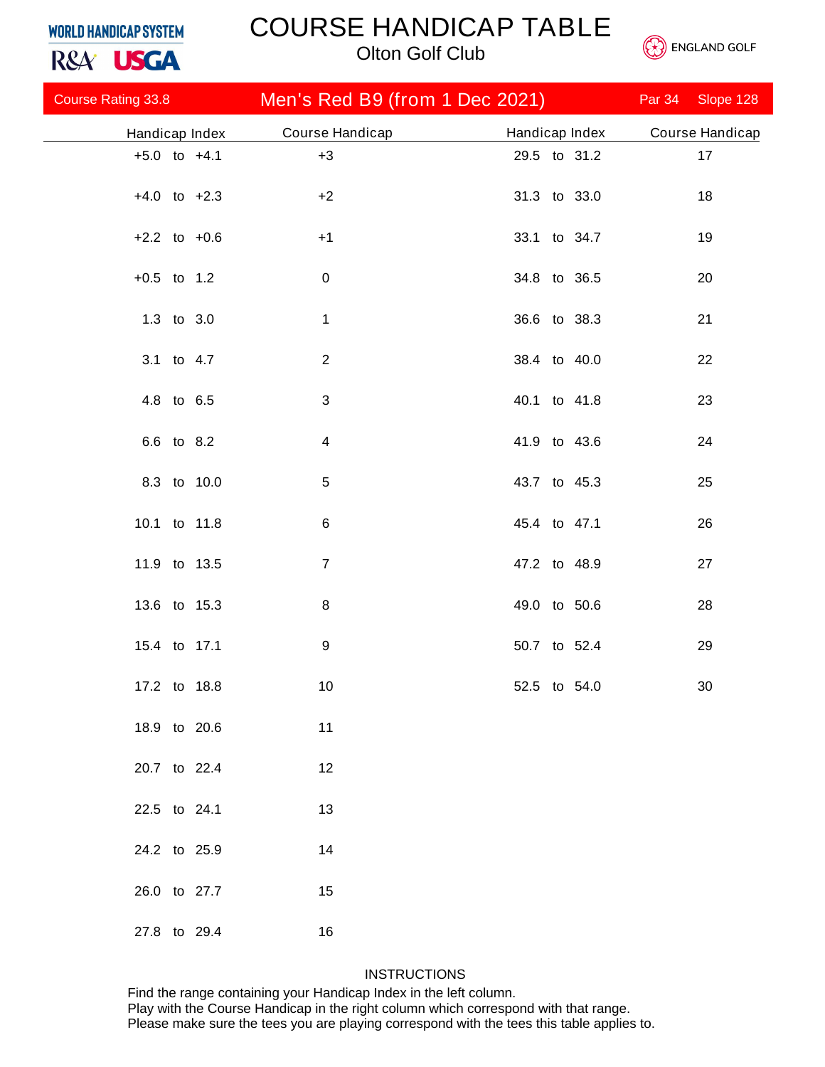WORLD HANDICAP SYSTEM

R&A USGA

# COURSE HANDICAP TABLE

## Olton Golf Club

ENGLAND GOLF

Course Rating 33.8 | **Men's Red B9 (from 1 Dec 2021)** | Par 34 | Slope 128

| Handicap Index | Course Handicap | Handicap Index | Course Handicap |
|---|---|---|---|
| +5.0 to +4.1 | +3 | 29.5 to 31.2 | 17 |
| +4.0 to +2.3 | +2 | 31.3 to 33.0 | 18 |
| +2.2 to +0.6 | +1 | 33.1 to 34.7 | 19 |
| +0.5 to 1.2 | 0 | 34.8 to 36.5 | 20 |
| 1.3 to 3.0 | 1 | 36.6 to 38.3 | 21 |
| 3.1 to 4.7 | 2 | 38.4 to 40.0 | 22 |
| 4.8 to 6.5 | 3 | 40.1 to 41.8 | 23 |
| 6.6 to 8.2 | 4 | 41.9 to 43.6 | 24 |
| 8.3 to 10.0 | 5 | 43.7 to 45.3 | 25 |
| 10.1 to 11.8 | 6 | 45.4 to 47.1 | 26 |
| 11.9 to 13.5 | 7 | 47.2 to 48.9 | 27 |
| 13.6 to 15.3 | 8 | 49.0 to 50.6 | 28 |
| 15.4 to 17.1 | 9 | 50.7 to 52.4 | 29 |
| 17.2 to 18.8 | 10 | 52.5 to 54.0 | 30 |
| 18.9 to 20.6 | 11 | | |
| 20.7 to 22.4 | 12 | | |
| 22.5 to 24.1 | 13 | | |
| 24.2 to 25.9 | 14 | | |
| 26.0 to 27.7 | 15 | | |
| 27.8 to 29.4 | 16 | | |

INSTRUCTIONS

Find the range containing your Handicap Index in the left column.
Play with the Course Handicap in the right column which correspond with that range.
Please make sure the tees you are playing correspond with the tees this table applies to.